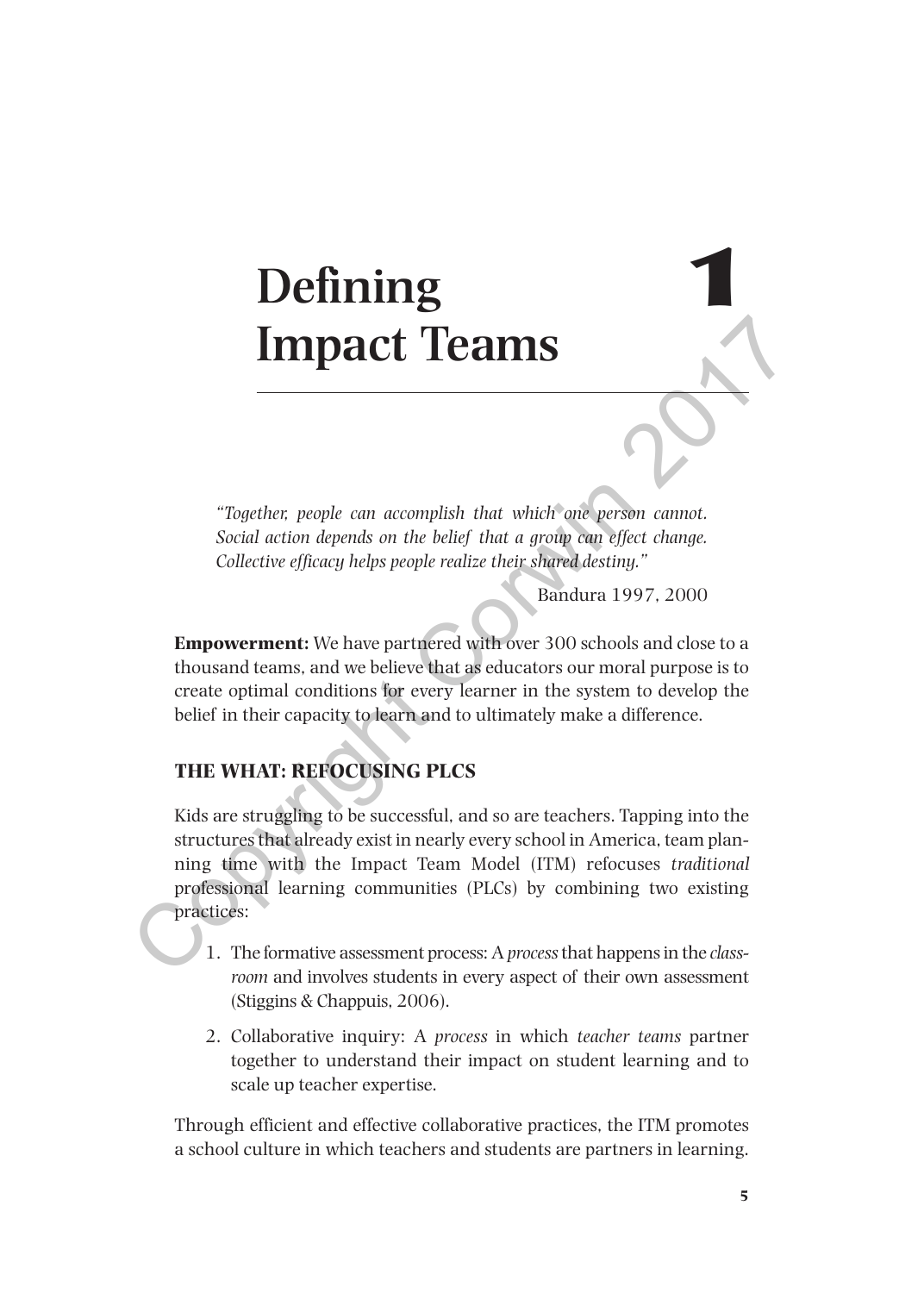# 1 Defining Impact Teams

*"Together, people can accomplish that which one person cannot. Social action depends on the belief that a group can effect change. Collective efficacy helps people realize their shared destiny."*

Bandura 1997, 2000

**Empowerment:** We have partnered with over 300 schools and close to a thousand teams, and we believe that as educators our moral purpose is to create optimal conditions for every learner in the system to develop the belief in their capacity to learn and to ultimately make a difference.

## THE WHAT: REFOCUSING PLCS

Kids are struggling to be successful, and so are teachers. Tapping into the structures that already exist in nearly every school in America, team planning time with the Impact Team Model (ITM) refocuses *traditional* professional learning communities (PLCs) by combining two existing practices:

1. The formative assessment process: A *process* that happens in the *classroom* and involves students in every aspect of their own assessment (Stiggins & Chappuis, 2006).
2. Collaborative inquiry: A *process* in which *teacher teams* partner together to understand their impact on student learning and to scale up teacher expertise.

Through efficient and effective collaborative practices, the ITM promotes a school culture in which teachers and students are partners in learning.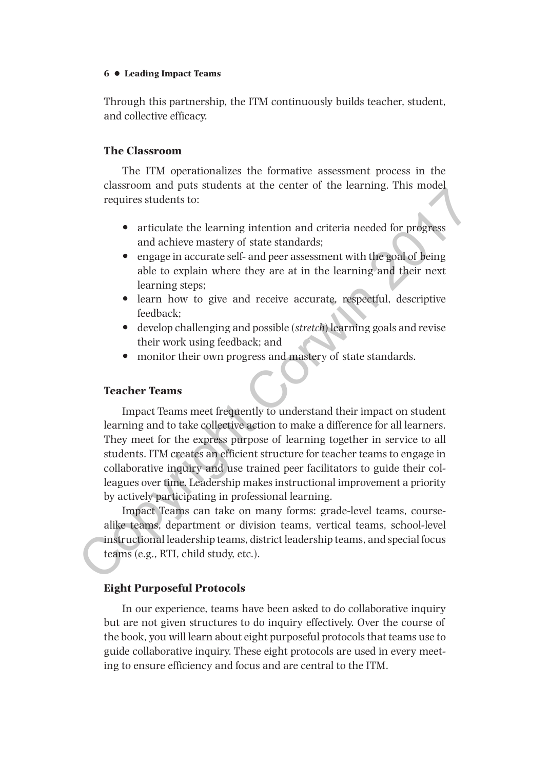Through this partnership, the ITM continuously builds teacher, student, and collective efficacy.

### The Classroom

The ITM operationalizes the formative assessment process in the classroom and puts students at the center of the learning. This model requires students to:

- articulate the learning intention and criteria needed for progress and achieve mastery of state standards;
- engage in accurate self- and peer assessment with the goal of being able to explain where they are at in the learning and their next learning steps;
- learn how to give and receive accurate, respectful, descriptive feedback;
- develop challenging and possible (*stretch*) learning goals and revise their work using feedback; and
- monitor their own progress and mastery of state standards.

### Teacher Teams

Impact Teams meet frequently to understand their impact on student learning and to take collective action to make a difference for all learners. They meet for the express purpose of learning together in service to all students. ITM creates an efficient structure for teacher teams to engage in collaborative inquiry and use trained peer facilitators to guide their colleagues over time. Leadership makes instructional improvement a priority by actively participating in professional learning.

Impact Teams can take on many forms: grade-level teams, course-alike teams, department or division teams, vertical teams, school-level instructional leadership teams, district leadership teams, and special focus teams (e.g., RTI, child study, etc.).

### Eight Purposeful Protocols

In our experience, teams have been asked to do collaborative inquiry but are not given structures to do inquiry effectively. Over the course of the book, you will learn about eight purposeful protocols that teams use to guide collaborative inquiry. These eight protocols are used in every meeting to ensure efficiency and focus and are central to the ITM.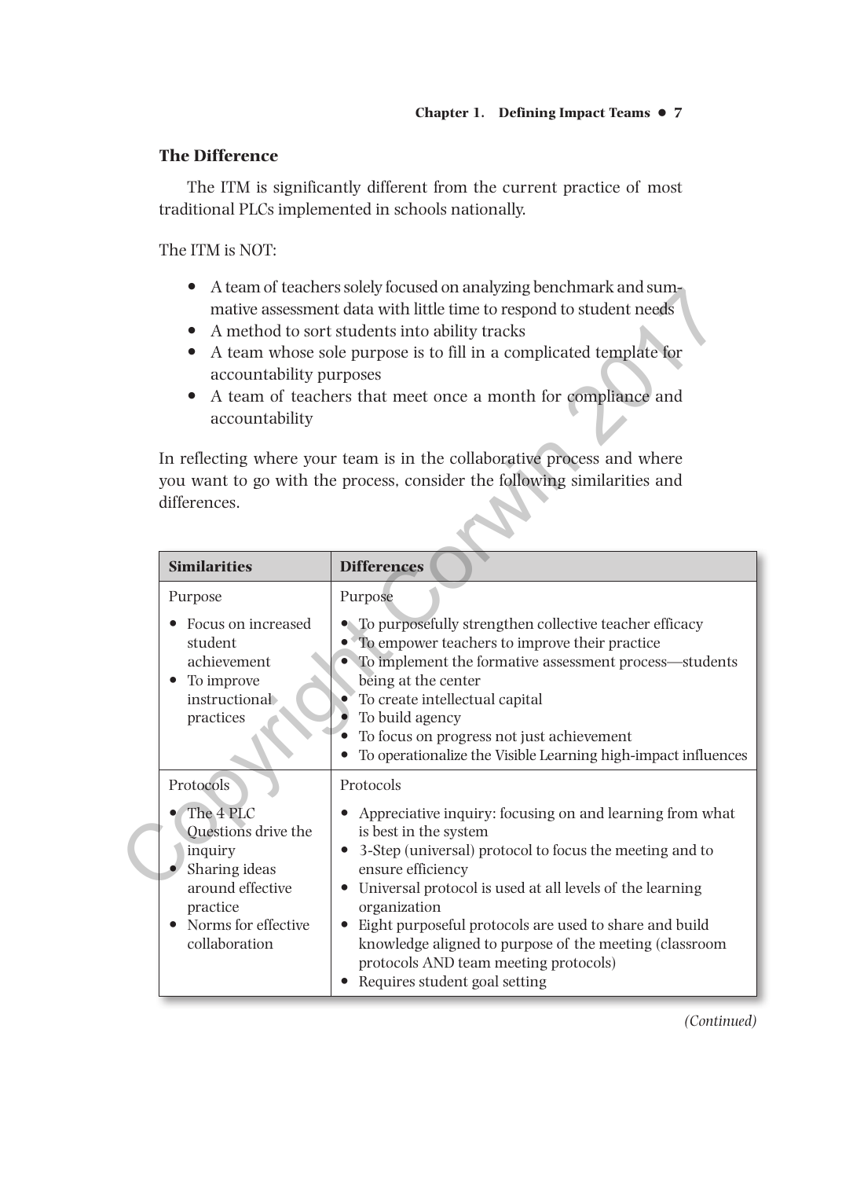### The Difference

The ITM is significantly different from the current practice of most traditional PLCs implemented in schools nationally.

The ITM is NOT:

- A team of teachers solely focused on analyzing benchmark and summative assessment data with little time to respond to student needs
- A method to sort students into ability tracks
- A team whose sole purpose is to fill in a complicated template for accountability purposes
- A team of teachers that meet once a month for compliance and accountability

In reflecting where your team is in the collaborative process and where you want to go with the process, consider the following similarities and differences.

| Similarities | Differences |
|---|---|
| Purpose<br>• Focus on increased student achievement<br>• To improve instructional practices | Purpose<br>• To purposefully strengthen collective teacher efficacy<br>• To empower teachers to improve their practice<br>• To implement the formative assessment process—students being at the center<br>• To create intellectual capital<br>• To build agency<br>• To focus on progress not just achievement<br>• To operationalize the Visible Learning high-impact influences |
| Protocols<br>• The 4 PLC Questions drive the inquiry<br>• Sharing ideas around effective practice<br>• Norms for effective collaboration | Protocols<br>• Appreciative inquiry: focusing on and learning from what is best in the system<br>• 3-Step (universal) protocol to focus the meeting and to ensure efficiency<br>• Universal protocol is used at all levels of the learning organization<br>• Eight purposeful protocols are used to share and build knowledge aligned to purpose of the meeting (classroom protocols AND team meeting protocols)<br>• Requires student goal setting |

*(Continued)*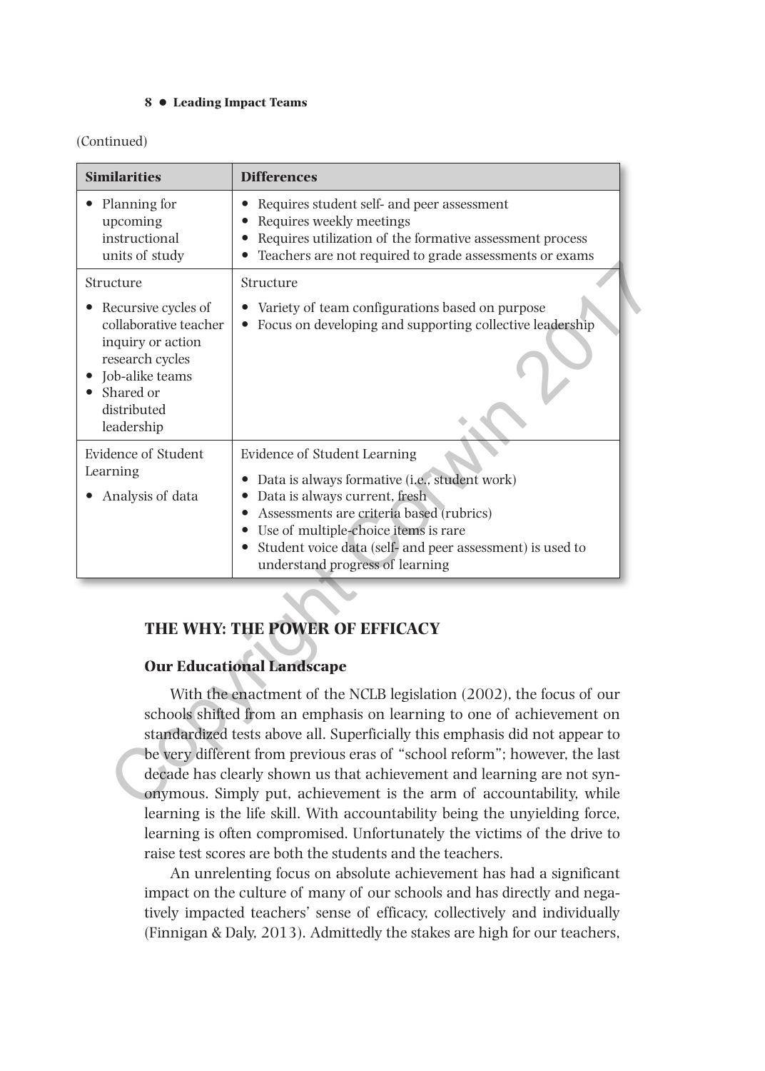(Continued)

| Similarities | Differences |
| --- | --- |
| • Planning for upcoming instructional units of study | • Requires student self- and peer assessment<br>• Requires weekly meetings<br>• Requires utilization of the formative assessment process<br>• Teachers are not required to grade assessments or exams |
| Structure<br>• Recursive cycles of collaborative teacher inquiry or action research cycles<br>• Job-alike teams<br>• Shared or distributed leadership | Structure<br>• Variety of team configurations based on purpose<br>• Focus on developing and supporting collective leadership |
| Evidence of Student Learning<br>• Analysis of data | Evidence of Student Learning<br>• Data is always formative (i.e., student work)<br>• Data is always current, fresh<br>• Assessments are criteria based (rubrics)<br>• Use of multiple-choice items is rare<br>• Student voice data (self- and peer assessment) is used to understand progress of learning |

## THE WHY: THE POWER OF EFFICACY

### Our Educational Landscape

With the enactment of the NCLB legislation (2002), the focus of our schools shifted from an emphasis on learning to one of achievement on standardized tests above all. Superficially this emphasis did not appear to be very different from previous eras of "school reform"; however, the last decade has clearly shown us that achievement and learning are not synonymous. Simply put, achievement is the arm of accountability, while learning is the life skill. With accountability being the unyielding force, learning is often compromised. Unfortunately the victims of the drive to raise test scores are both the students and the teachers.

An unrelenting focus on absolute achievement has had a significant impact on the culture of many of our schools and has directly and negatively impacted teachers' sense of efficacy, collectively and individually (Finnigan & Daly, 2013). Admittedly the stakes are high for our teachers,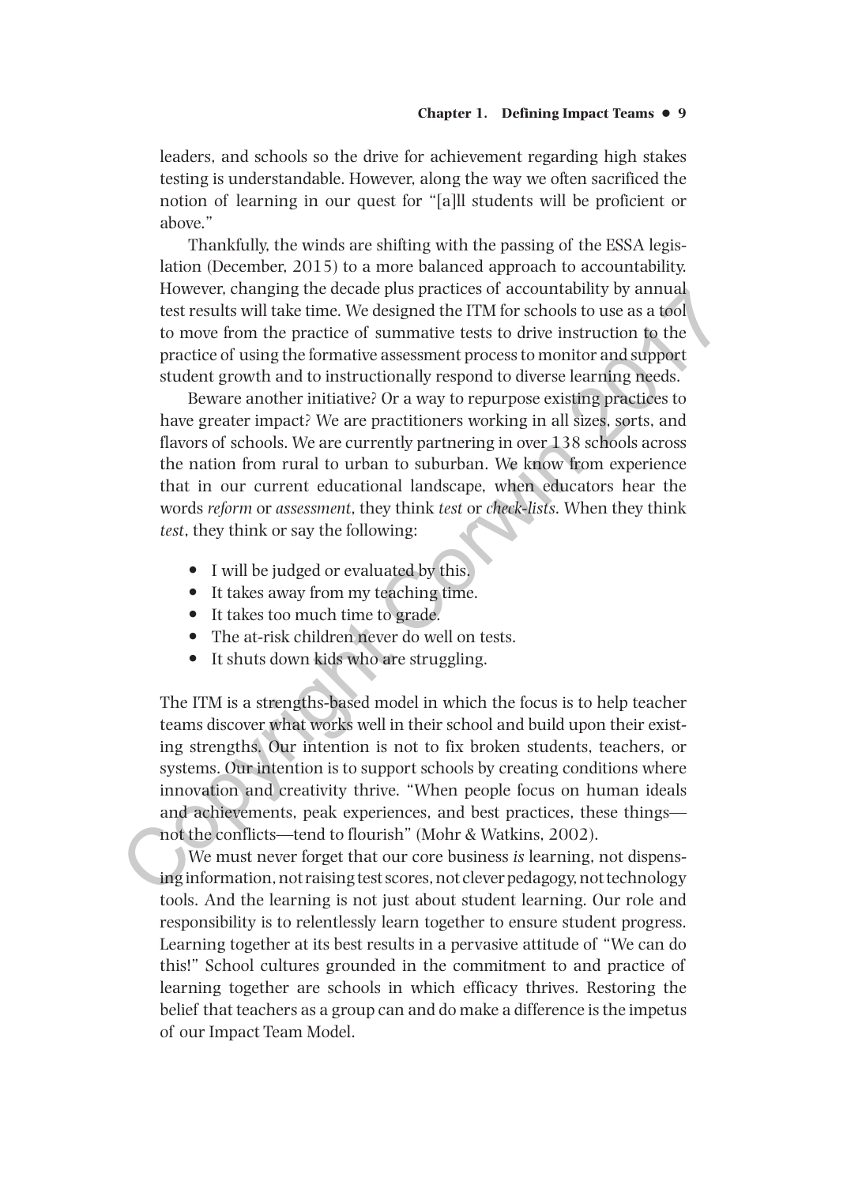leaders, and schools so the drive for achievement regarding high stakes testing is understandable. However, along the way we often sacrificed the notion of learning in our quest for "[a]ll students will be proficient or above."

Thankfully, the winds are shifting with the passing of the ESSA legislation (December, 2015) to a more balanced approach to accountability. However, changing the decade plus practices of accountability by annual test results will take time. We designed the ITM for schools to use as a tool to move from the practice of summative tests to drive instruction to the practice of using the formative assessment process to monitor and support student growth and to instructionally respond to diverse learning needs.

Beware another initiative? Or a way to repurpose existing practices to have greater impact? We are practitioners working in all sizes, sorts, and flavors of schools. We are currently partnering in over 138 schools across the nation from rural to urban to suburban. We know from experience that in our current educational landscape, when educators hear the words *reform* or *assessment*, they think *test* or *check-lists*. When they think *test*, they think or say the following:

- I will be judged or evaluated by this.
- It takes away from my teaching time.
- It takes too much time to grade.
- The at-risk children never do well on tests.
- It shuts down kids who are struggling.

The ITM is a strengths-based model in which the focus is to help teacher teams discover what works well in their school and build upon their existing strengths. Our intention is not to fix broken students, teachers, or systems. Our intention is to support schools by creating conditions where innovation and creativity thrive. "When people focus on human ideals and achievements, peak experiences, and best practices, these things—not the conflicts—tend to flourish" (Mohr & Watkins, 2002).

We must never forget that our core business *is* learning, not dispensing information, not raising test scores, not clever pedagogy, not technology tools. And the learning is not just about student learning. Our role and responsibility is to relentlessly learn together to ensure student progress. Learning together at its best results in a pervasive attitude of "We can do this!" School cultures grounded in the commitment to and practice of learning together are schools in which efficacy thrives. Restoring the belief that teachers as a group can and do make a difference is the impetus of our Impact Team Model.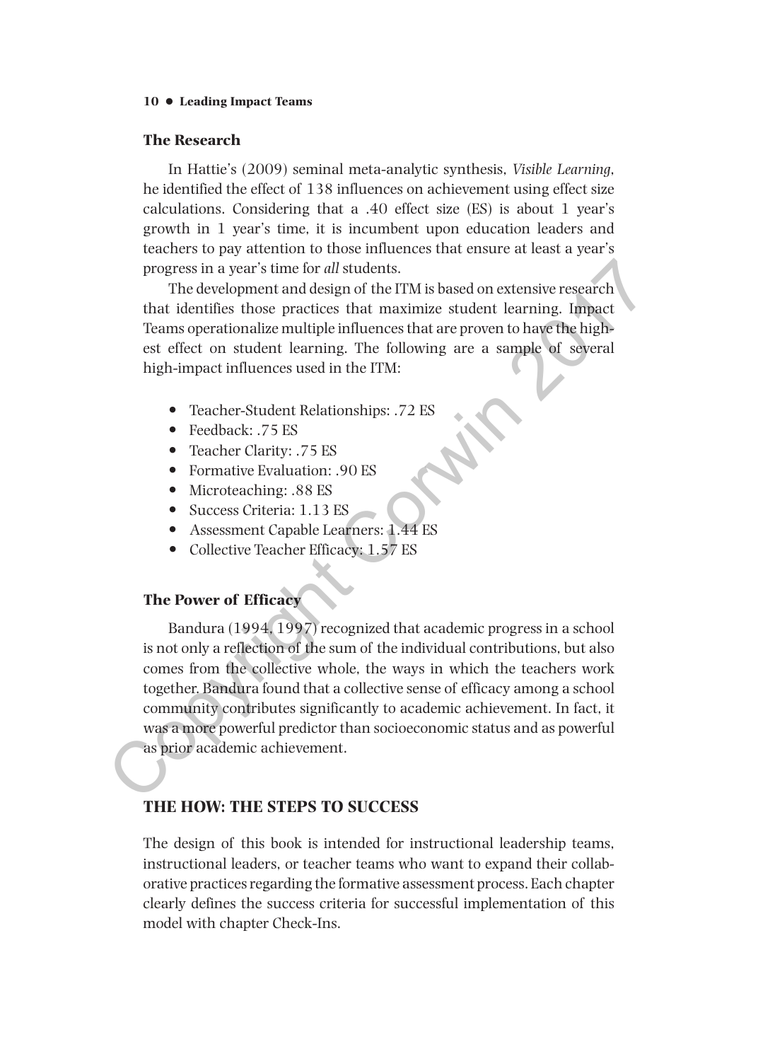### The Research

In Hattie's (2009) seminal meta-analytic synthesis, *Visible Learning*, he identified the effect of 138 influences on achievement using effect size calculations. Considering that a .40 effect size (ES) is about 1 year's growth in 1 year's time, it is incumbent upon education leaders and teachers to pay attention to those influences that ensure at least a year's progress in a year's time for *all* students.

The development and design of the ITM is based on extensive research that identifies those practices that maximize student learning. Impact Teams operationalize multiple influences that are proven to have the highest effect on student learning. The following are a sample of several high-impact influences used in the ITM:

- Teacher-Student Relationships: .72 ES
- Feedback: .75 ES
- Teacher Clarity: .75 ES
- Formative Evaluation: .90 ES
- Microteaching: .88 ES
- Success Criteria: 1.13 ES
- Assessment Capable Learners: 1.44 ES
- Collective Teacher Efficacy: 1.57 ES

### The Power of Efficacy

Bandura (1994, 1997) recognized that academic progress in a school is not only a reflection of the sum of the individual contributions, but also comes from the collective whole, the ways in which the teachers work together. Bandura found that a collective sense of efficacy among a school community contributes significantly to academic achievement. In fact, it was a more powerful predictor than socioeconomic status and as powerful as prior academic achievement.

## THE HOW: THE STEPS TO SUCCESS

The design of this book is intended for instructional leadership teams, instructional leaders, or teacher teams who want to expand their collaborative practices regarding the formative assessment process. Each chapter clearly defines the success criteria for successful implementation of this model with chapter Check-Ins.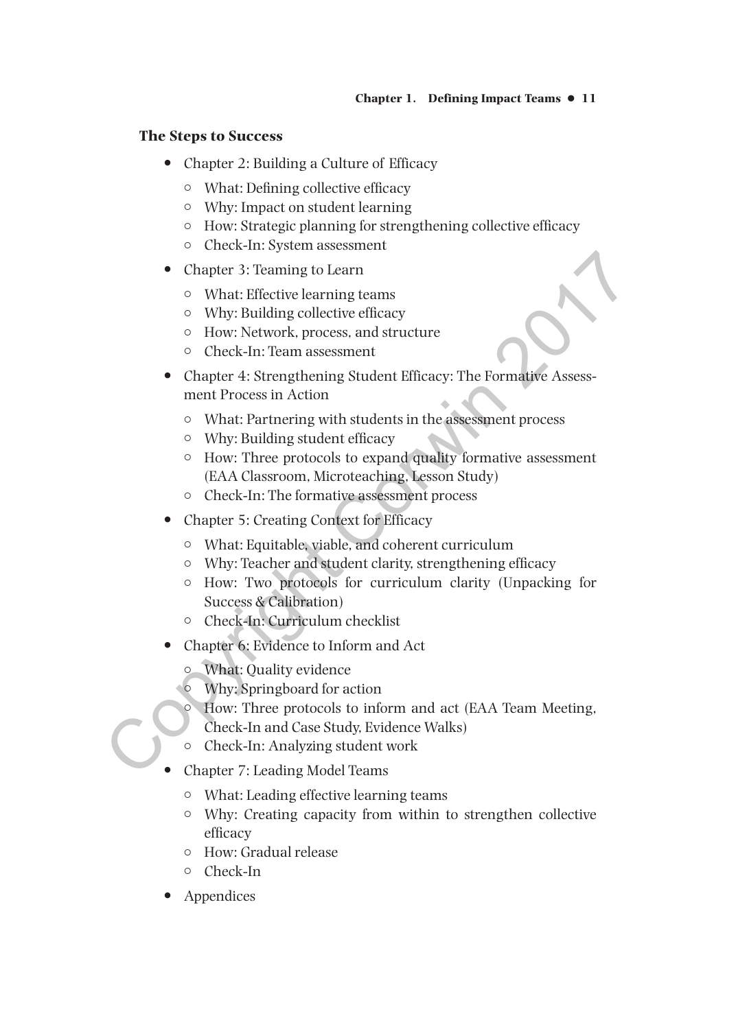**The Steps to Success**

- Chapter 2: Building a Culture of Efficacy
    - What: Defining collective efficacy
    - Why: Impact on student learning
    - How: Strategic planning for strengthening collective efficacy
    - Check-In: System assessment
- Chapter 3: Teaming to Learn
    - What: Effective learning teams
    - Why: Building collective efficacy
    - How: Network, process, and structure
    - Check-In: Team assessment
- Chapter 4: Strengthening Student Efficacy: The Formative Assessment Process in Action
    - What: Partnering with students in the assessment process
    - Why: Building student efficacy
    - How: Three protocols to expand quality formative assessment (EAA Classroom, Microteaching, Lesson Study)
    - Check-In: The formative assessment process
- Chapter 5: Creating Context for Efficacy
    - What: Equitable, viable, and coherent curriculum
    - Why: Teacher and student clarity, strengthening efficacy
    - How: Two protocols for curriculum clarity (Unpacking for Success & Calibration)
    - Check-In: Curriculum checklist
- Chapter 6: Evidence to Inform and Act
    - What: Quality evidence
    - Why: Springboard for action
    - How: Three protocols to inform and act (EAA Team Meeting, Check-In and Case Study, Evidence Walks)
    - Check-In: Analyzing student work
- Chapter 7: Leading Model Teams
    - What: Leading effective learning teams
    - Why: Creating capacity from within to strengthen collective efficacy
    - How: Gradual release
    - Check-In
- Appendices